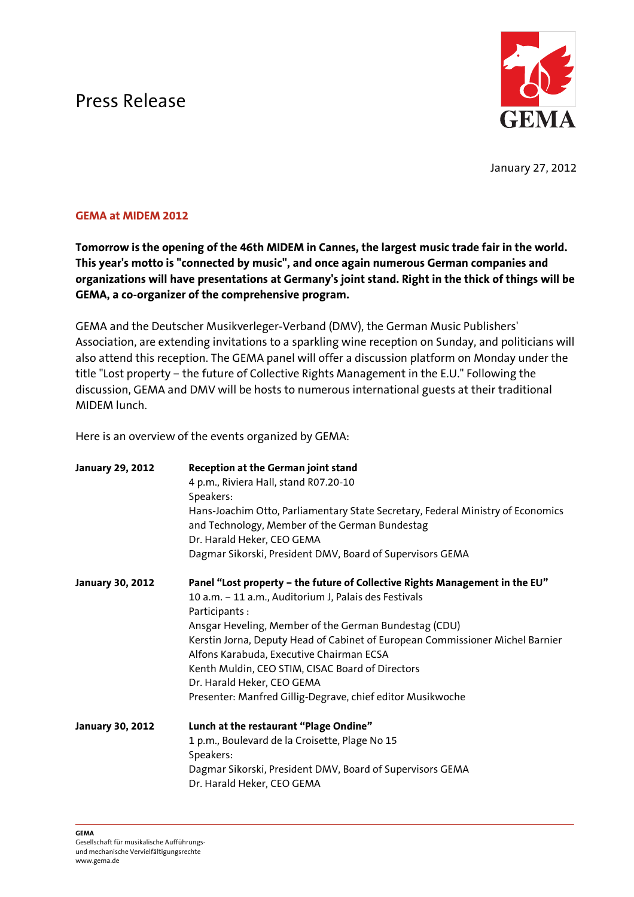# Press Release

January 27, 2012

## GEMA at MIDEM 2012

**Tomorrow is the opening of the 46th MIDEM in Cannes, the largest music trade fair in the world. This year's motto is "connected by music", and once again numerous German companies and organizations will have presentations at Germany's joint stand. Right in the thick of things will be GEMA, a co-organizer of the comprehensive program.**

GEMA and the Deutscher Musikverleger-Verband (DMV), the German Music Publishers' Association, are extending invitations to a sparkling wine reception on Sunday, and politicians will also attend this reception. The GEMA panel will offer a discussion platform on Monday under the title "Lost property – the future of Collective Rights Management in the E.U." Following the discussion, GEMA and DMV will be hosts to numerous international guests at their traditional MIDEM lunch.

Here is an overview of the events organized by GEMA:

**January 29, 2012**

**Reception at the German joint stand**
4 p.m., Riviera Hall, stand R07.20-10
Speakers:
Hans-Joachim Otto, Parliamentary State Secretary, Federal Ministry of Economics and Technology, Member of the German Bundestag
Dr. Harald Heker, CEO GEMA
Dagmar Sikorski, President DMV, Board of Supervisors GEMA

**January 30, 2012**

**Panel "Lost property – the future of Collective Rights Management in the EU"**
10 a.m. – 11 a.m., Auditorium J, Palais des Festivals
Participants :
Ansgar Heveling, Member of the German Bundestag (CDU)
Kerstin Jorna, Deputy Head of Cabinet of European Commissioner Michel Barnier
Alfons Karabuda, Executive Chairman ECSA
Kenth Muldin, CEO STIM, CISAC Board of Directors
Dr. Harald Heker, CEO GEMA
Presenter: Manfred Gillig-Degrave, chief editor Musikwoche

**January 30, 2012**

**Lunch at the restaurant "Plage Ondine"**
1 p.m., Boulevard de la Croisette, Plage No 15
Speakers:
Dagmar Sikorski, President DMV, Board of Supervisors GEMA
Dr. Harald Heker, CEO GEMA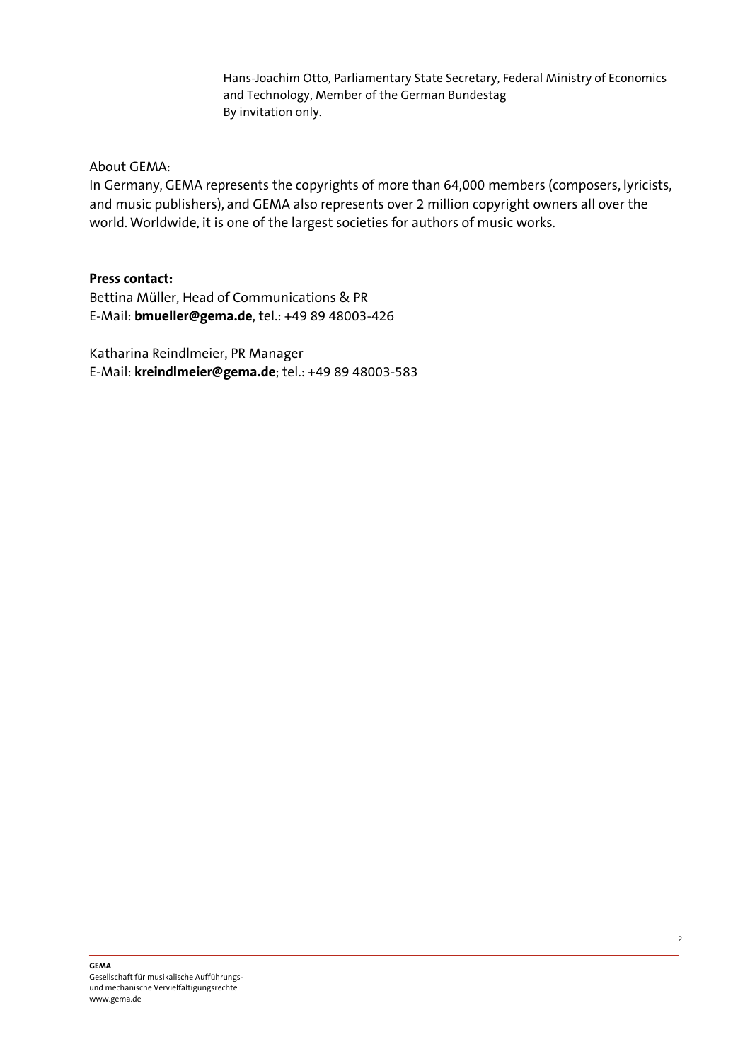Hans-Joachim Otto, Parliamentary State Secretary, Federal Ministry of Economics and Technology, Member of the German Bundestag
By invitation only.

About GEMA:
In Germany, GEMA represents the copyrights of more than 64,000 members (composers, lyricists, and music publishers), and GEMA also represents over 2 million copyright owners all over the world. Worldwide, it is one of the largest societies for authors of music works.

**Press contact:**
Bettina Müller, Head of Communications & PR
E-Mail: **bmueller@gema.de**, tel.: +49 89 48003-426

Katharina Reindlmeier, PR Manager
E-Mail: **kreindlmeier@gema.de**; tel.: +49 89 48003-583